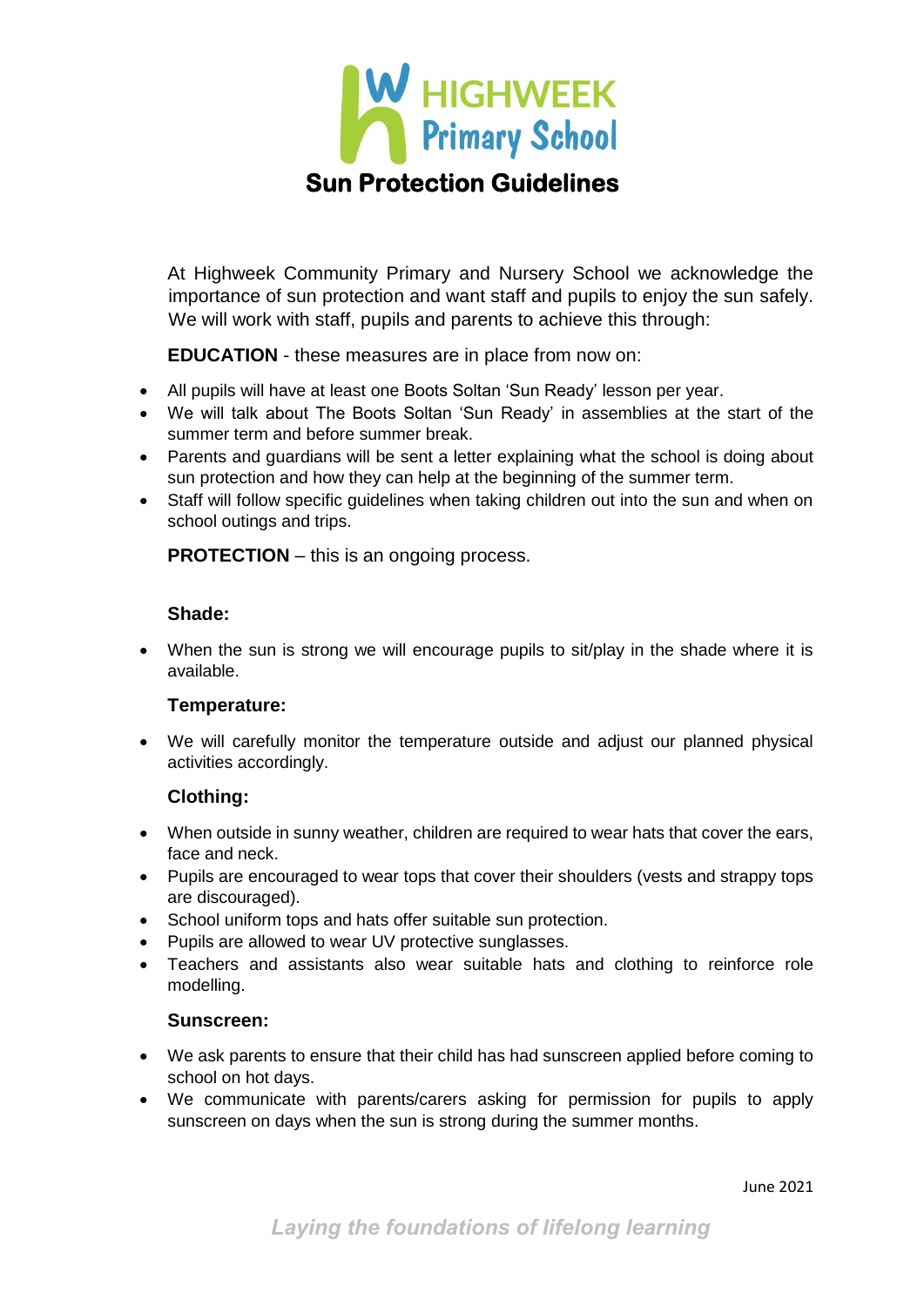# HIGHWEEK Primary School

## Sun Protection Guidelines

At Highweek Community Primary and Nursery School we acknowledge the importance of sun protection and want staff and pupils to enjoy the sun safely. We will work with staff, pupils and parents to achieve this through:

**EDUCATION** - these measures are in place from now on:

- All pupils will have at least one Boots Soltan 'Sun Ready' lesson per year.
- We will talk about The Boots Soltan 'Sun Ready' in assemblies at the start of the summer term and before summer break.
- Parents and guardians will be sent a letter explaining what the school is doing about sun protection and how they can help at the beginning of the summer term.
- Staff will follow specific guidelines when taking children out into the sun and when on school outings and trips.

**PROTECTION** – this is an ongoing process.

### Shade:

- When the sun is strong we will encourage pupils to sit/play in the shade where it is available.

### Temperature:

- We will carefully monitor the temperature outside and adjust our planned physical activities accordingly.

### Clothing:

- When outside in sunny weather, children are required to wear hats that cover the ears, face and neck.
- Pupils are encouraged to wear tops that cover their shoulders (vests and strappy tops are discouraged).
- School uniform tops and hats offer suitable sun protection.
- Pupils are allowed to wear UV protective sunglasses.
- Teachers and assistants also wear suitable hats and clothing to reinforce role modelling.

### Sunscreen:

- We ask parents to ensure that their child has had sunscreen applied before coming to school on hot days.
- We communicate with parents/carers asking for permission for pupils to apply sunscreen on days when the sun is strong during the summer months.

June 2021

*Laying the foundations of lifelong learning*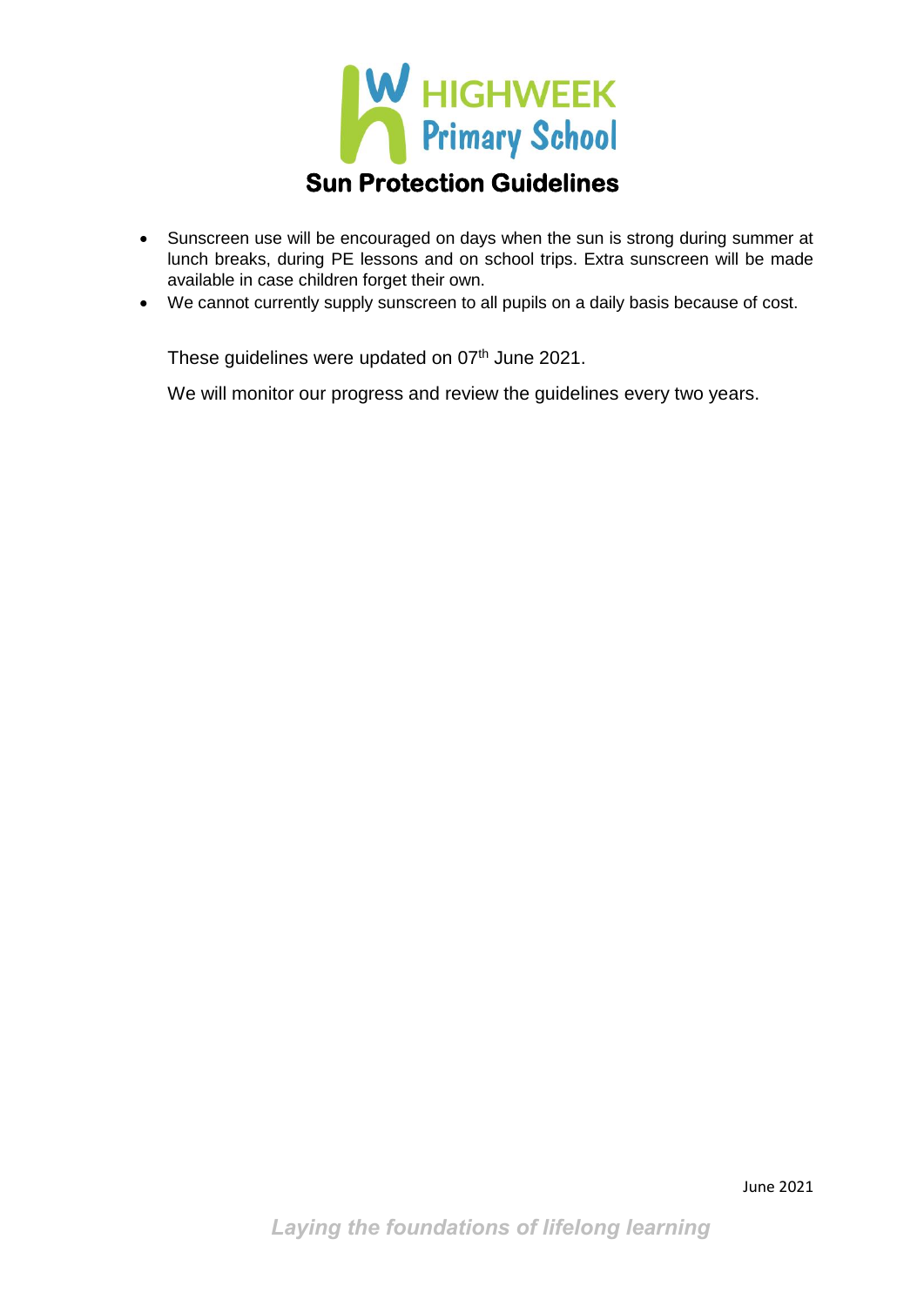# HIGHWEEK Primary School

## Sun Protection Guidelines

- Sunscreen use will be encouraged on days when the sun is strong during summer at lunch breaks, during PE lessons and on school trips. Extra sunscreen will be made available in case children forget their own.
- We cannot currently supply sunscreen to all pupils on a daily basis because of cost.

These guidelines were updated on 07th June 2021.

We will monitor our progress and review the guidelines every two years.

June 2021

*Laying the foundations of lifelong learning*